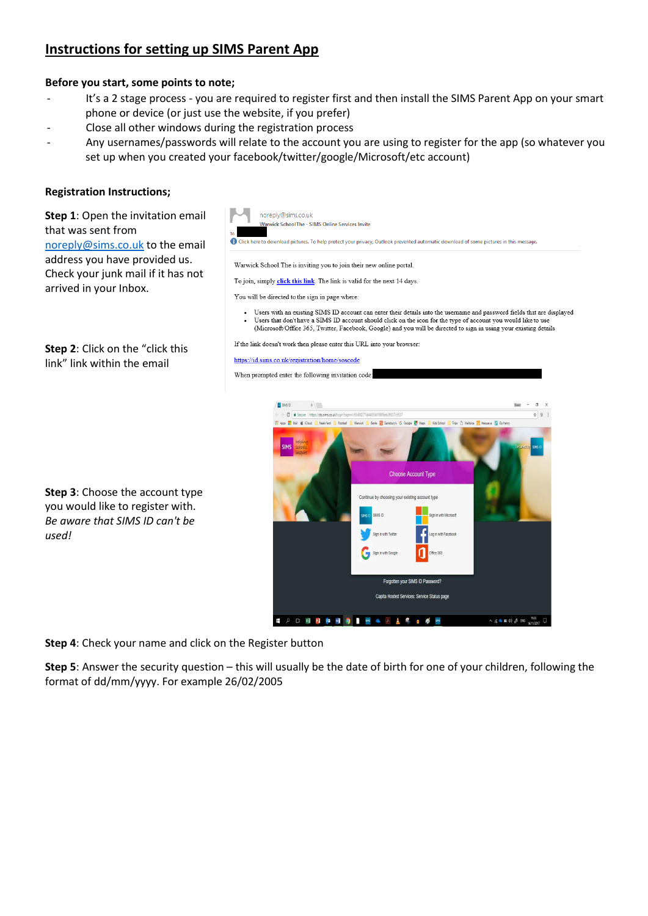# Instructions for setting up SIMS Parent App

**Before you start, some points to note;**

- It's a 2 stage process - you are required to register first and then install the SIMS Parent App on your smart phone or device (or just use the website, if you prefer)
- Close all other windows during the registration process
- Any usernames/passwords will relate to the account you are using to register for the app (so whatever you set up when you created your facebook/twitter/google/Microsoft/etc account)

**Registration Instructions;**

**Step 1**: Open the invitation email that was sent from noreply@sims.co.uk to the email address you have provided us. Check your junk mail if it has not arrived in your Inbox.

**Step 2**: Click on the "click this link" within the email

**Step 3**: Choose the account type you would like to register with. *Be aware that SIMS ID can't be used!*

**Step 4**: Check your name and click on the Register button

**Step 5**: Answer the security question – this will usually be the date of birth for one of your children, following the format of dd/mm/yyyy. For example 26/02/2005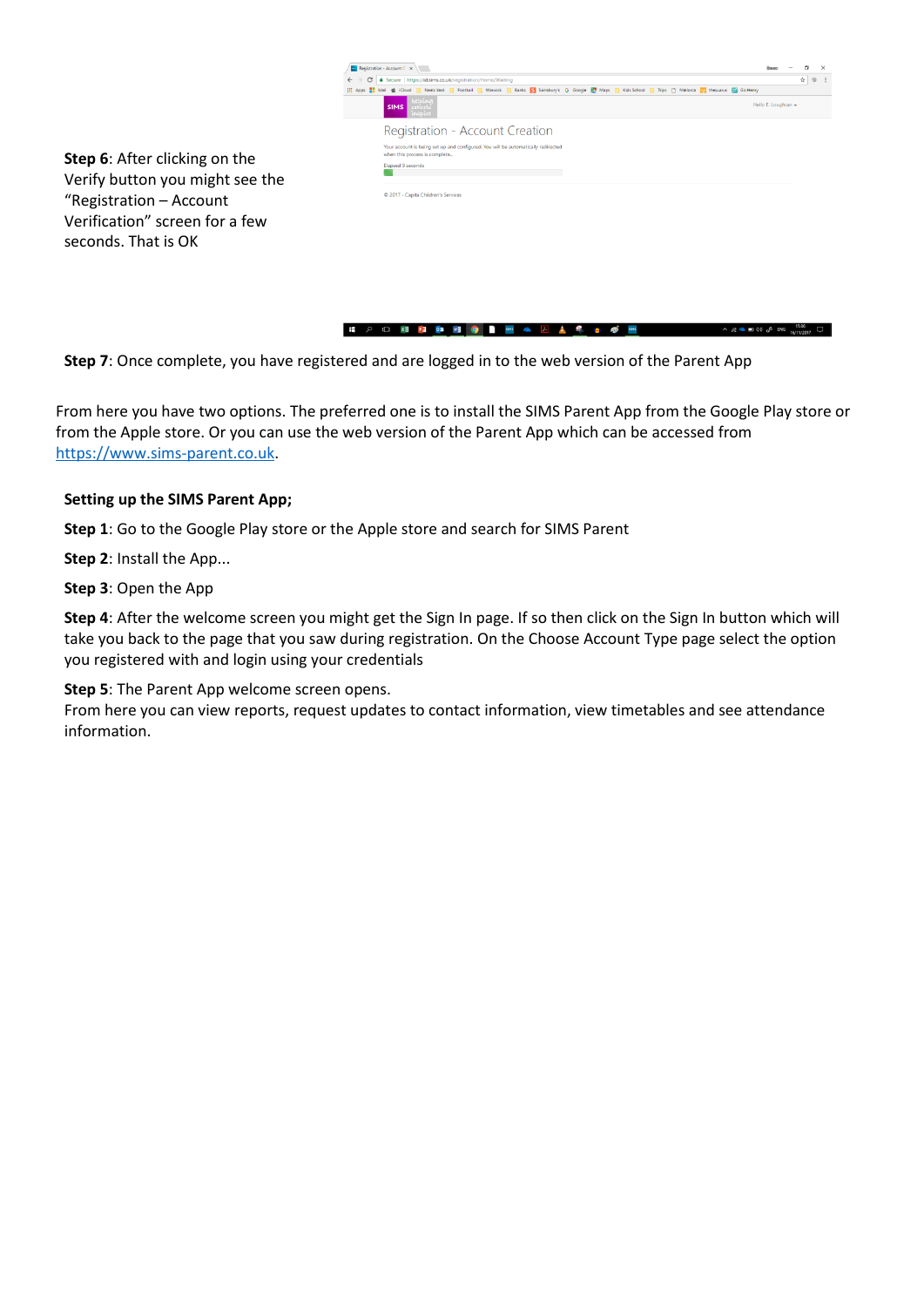**Step 6**: After clicking on the Verify button you might see the "Registration – Account Verification" screen for a few seconds. That is OK

**Step 7**: Once complete, you have registered and are logged in to the web version of the Parent App

From here you have two options. The preferred one is to install the SIMS Parent App from the Google Play store or from the Apple store. Or you can use the web version of the Parent App which can be accessed from https://www.sims-parent.co.uk.

**Setting up the SIMS Parent App;**

**Step 1**: Go to the Google Play store or the Apple store and search for SIMS Parent

**Step 2**: Install the App...

**Step 3**: Open the App

**Step 4**: After the welcome screen you might get the Sign In page. If so then click on the Sign In button which will take you back to the page that you saw during registration. On the Choose Account Type page select the option you registered with and login using your credentials

**Step 5**: The Parent App welcome screen opens.
From here you can view reports, request updates to contact information, view timetables and see attendance information.